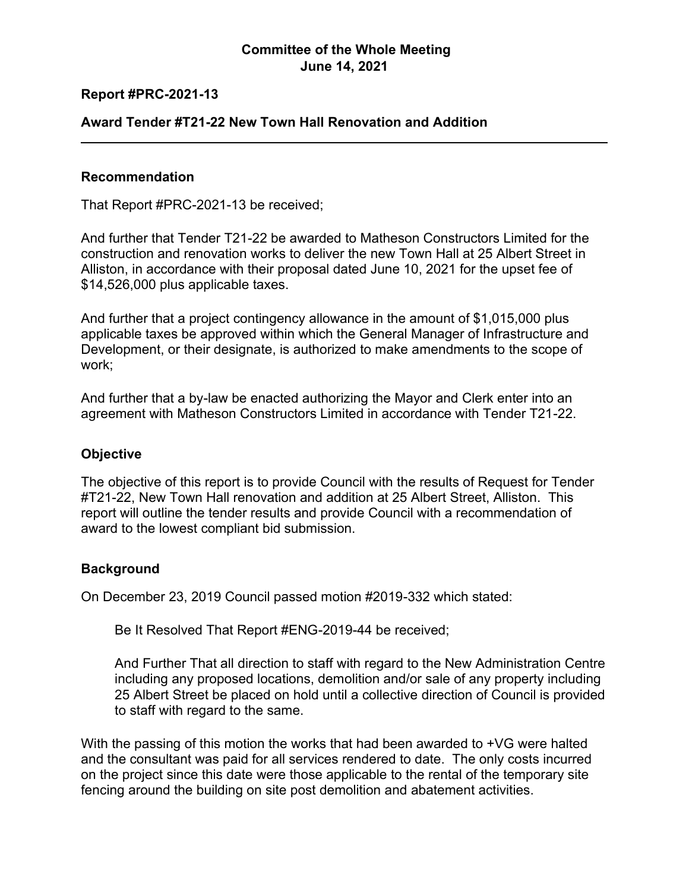**Committee of the Whole Meeting**
**June 14, 2021**

**Report #PRC-2021-13**

**Award Tender #T21-22 New Town Hall Renovation and Addition**

---

## Recommendation

That Report #PRC-2021-13 be received;

And further that Tender T21-22 be awarded to Matheson Constructors Limited for the construction and renovation works to deliver the new Town Hall at 25 Albert Street in Alliston, in accordance with their proposal dated June 10, 2021 for the upset fee of $14,526,000 plus applicable taxes.

And further that a project contingency allowance in the amount of $1,015,000 plus applicable taxes be approved within which the General Manager of Infrastructure and Development, or their designate, is authorized to make amendments to the scope of work;

And further that a by-law be enacted authorizing the Mayor and Clerk enter into an agreement with Matheson Constructors Limited in accordance with Tender T21-22.

## Objective

The objective of this report is to provide Council with the results of Request for Tender #T21-22, New Town Hall renovation and addition at 25 Albert Street, Alliston. This report will outline the tender results and provide Council with a recommendation of award to the lowest compliant bid submission.

## Background

On December 23, 2019 Council passed motion #2019-332 which stated:

> Be It Resolved That Report #ENG-2019-44 be received;
>
> And Further That all direction to staff with regard to the New Administration Centre including any proposed locations, demolition and/or sale of any property including 25 Albert Street be placed on hold until a collective direction of Council is provided to staff with regard to the same.

With the passing of this motion the works that had been awarded to +VG were halted and the consultant was paid for all services rendered to date. The only costs incurred on the project since this date were those applicable to the rental of the temporary site fencing around the building on site post demolition and abatement activities.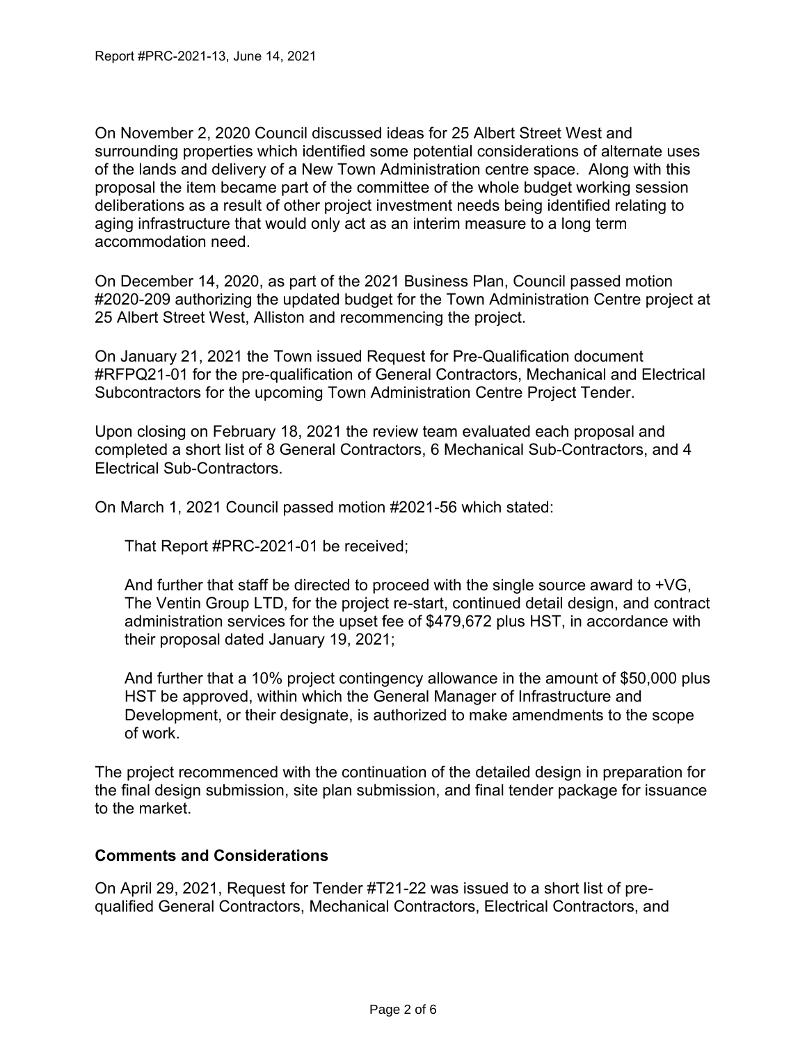On November 2, 2020 Council discussed ideas for 25 Albert Street West and surrounding properties which identified some potential considerations of alternate uses of the lands and delivery of a New Town Administration centre space. Along with this proposal the item became part of the committee of the whole budget working session deliberations as a result of other project investment needs being identified relating to aging infrastructure that would only act as an interim measure to a long term accommodation need.

On December 14, 2020, as part of the 2021 Business Plan, Council passed motion #2020-209 authorizing the updated budget for the Town Administration Centre project at 25 Albert Street West, Alliston and recommencing the project.

On January 21, 2021 the Town issued Request for Pre-Qualification document #RFPQ21-01 for the pre-qualification of General Contractors, Mechanical and Electrical Subcontractors for the upcoming Town Administration Centre Project Tender.

Upon closing on February 18, 2021 the review team evaluated each proposal and completed a short list of 8 General Contractors, 6 Mechanical Sub-Contractors, and 4 Electrical Sub-Contractors.

On March 1, 2021 Council passed motion #2021-56 which stated:

> That Report #PRC-2021-01 be received;
>
> And further that staff be directed to proceed with the single source award to +VG, The Ventin Group LTD, for the project re-start, continued detail design, and contract administration services for the upset fee of $479,672 plus HST, in accordance with their proposal dated January 19, 2021;
>
> And further that a 10% project contingency allowance in the amount of $50,000 plus HST be approved, within which the General Manager of Infrastructure and Development, or their designate, is authorized to make amendments to the scope of work.

The project recommenced with the continuation of the detailed design in preparation for the final design submission, site plan submission, and final tender package for issuance to the market.

## Comments and Considerations

On April 29, 2021, Request for Tender #T21-22 was issued to a short list of pre-qualified General Contractors, Mechanical Contractors, Electrical Contractors, and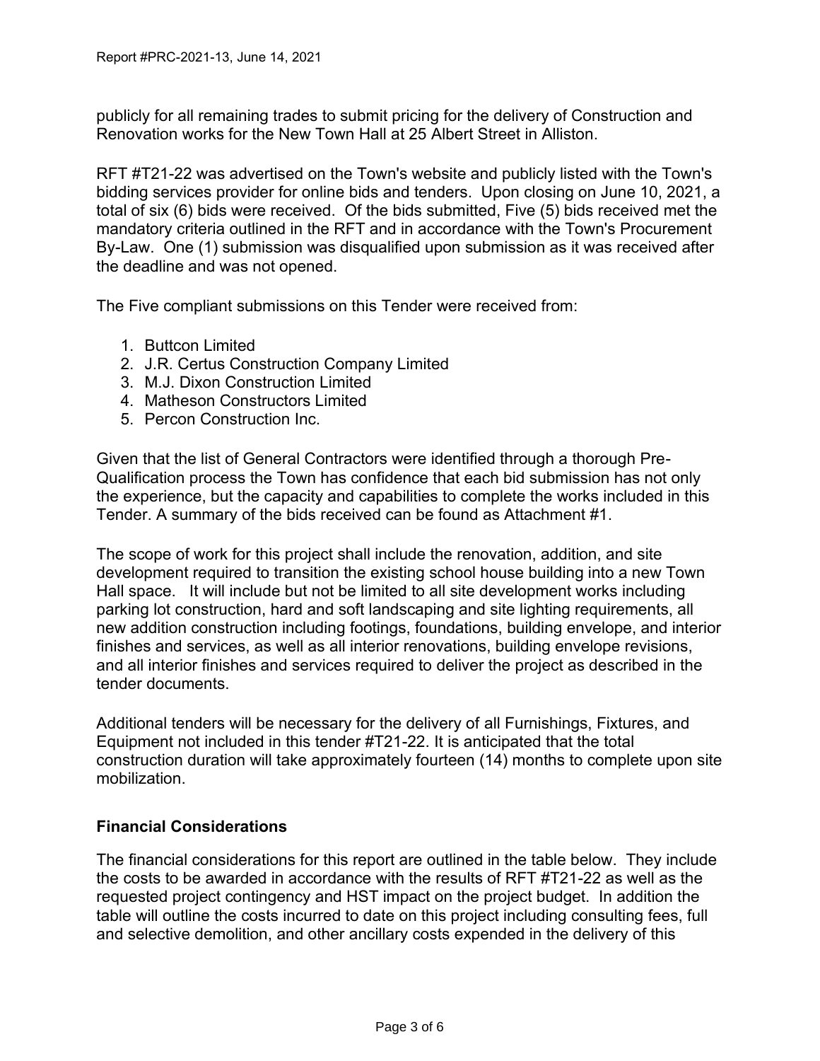publicly for all remaining trades to submit pricing for the delivery of Construction and Renovation works for the New Town Hall at 25 Albert Street in Alliston.

RFT #T21-22 was advertised on the Town's website and publicly listed with the Town's bidding services provider for online bids and tenders. Upon closing on June 10, 2021, a total of six (6) bids were received. Of the bids submitted, Five (5) bids received met the mandatory criteria outlined in the RFT and in accordance with the Town's Procurement By-Law. One (1) submission was disqualified upon submission as it was received after the deadline and was not opened.

The Five compliant submissions on this Tender were received from:

1. Buttcon Limited
2. J.R. Certus Construction Company Limited
3. M.J. Dixon Construction Limited
4. Matheson Constructors Limited
5. Percon Construction Inc.

Given that the list of General Contractors were identified through a thorough Pre-Qualification process the Town has confidence that each bid submission has not only the experience, but the capacity and capabilities to complete the works included in this Tender. A summary of the bids received can be found as Attachment #1.

The scope of work for this project shall include the renovation, addition, and site development required to transition the existing school house building into a new Town Hall space. It will include but not be limited to all site development works including parking lot construction, hard and soft landscaping and site lighting requirements, all new addition construction including footings, foundations, building envelope, and interior finishes and services, as well as all interior renovations, building envelope revisions, and all interior finishes and services required to deliver the project as described in the tender documents.

Additional tenders will be necessary for the delivery of all Furnishings, Fixtures, and Equipment not included in this tender #T21-22. It is anticipated that the total construction duration will take approximately fourteen (14) months to complete upon site mobilization.

### Financial Considerations

The financial considerations for this report are outlined in the table below. They include the costs to be awarded in accordance with the results of RFT #T21-22 as well as the requested project contingency and HST impact on the project budget. In addition the table will outline the costs incurred to date on this project including consulting fees, full and selective demolition, and other ancillary costs expended in the delivery of this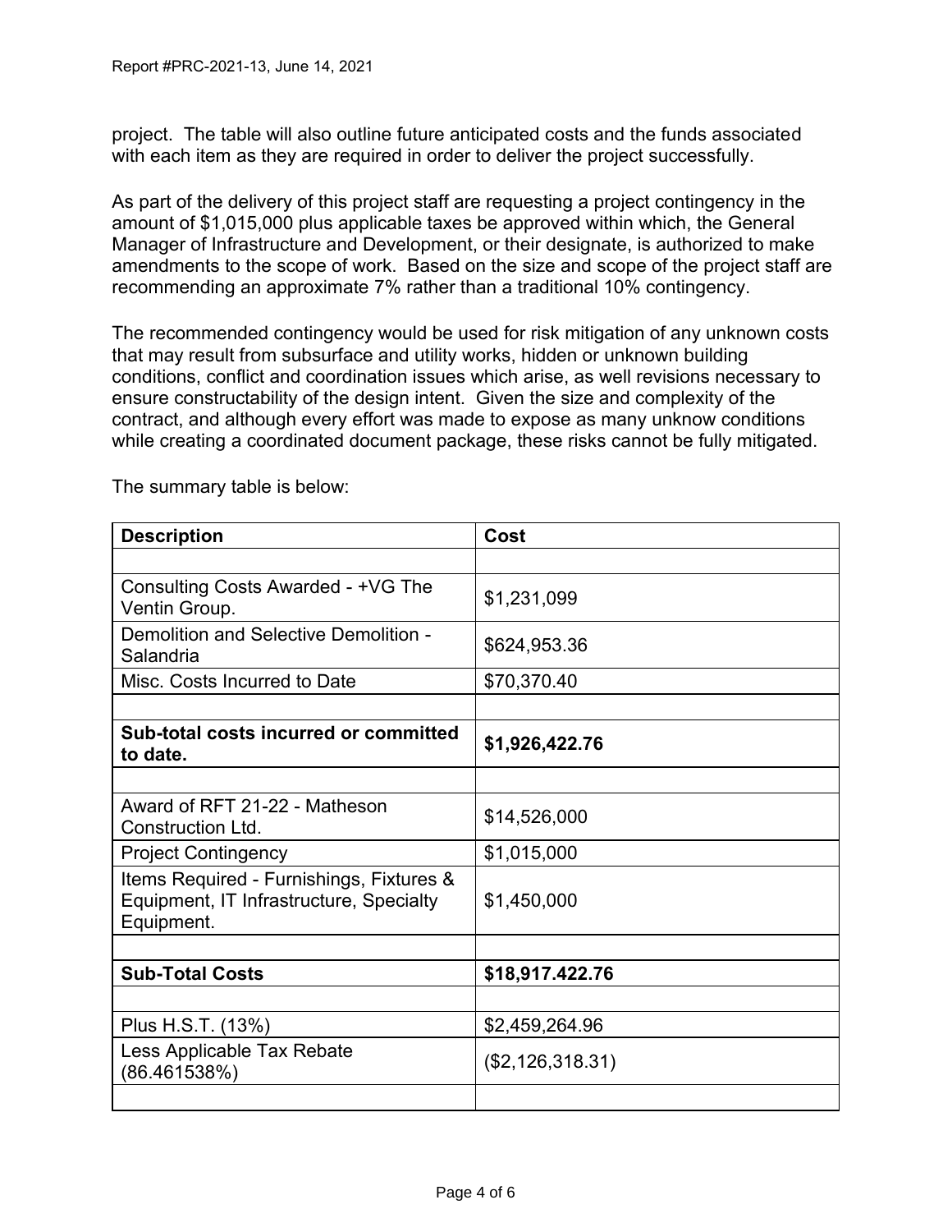project. The table will also outline future anticipated costs and the funds associated with each item as they are required in order to deliver the project successfully.

As part of the delivery of this project staff are requesting a project contingency in the amount of $1,015,000 plus applicable taxes be approved within which, the General Manager of Infrastructure and Development, or their designate, is authorized to make amendments to the scope of work. Based on the size and scope of the project staff are recommending an approximate 7% rather than a traditional 10% contingency.

The recommended contingency would be used for risk mitigation of any unknown costs that may result from subsurface and utility works, hidden or unknown building conditions, conflict and coordination issues which arise, as well revisions necessary to ensure constructability of the design intent. Given the size and complexity of the contract, and although every effort was made to expose as many unknow conditions while creating a coordinated document package, these risks cannot be fully mitigated.

The summary table is below:

| **Description** | **Cost** |
|---|---|
| | |
| Consulting Costs Awarded - +VG The Ventin Group. | $1,231,099 |
| Demolition and Selective Demolition - Salandria | $624,953.36 |
| Misc. Costs Incurred to Date | $70,370.40 |
| | |
| **Sub-total costs incurred or committed to date.** | **$1,926,422.76** |
| | |
| Award of RFT 21-22 - Matheson Construction Ltd. | $14,526,000 |
| Project Contingency | $1,015,000 |
| Items Required - Furnishings, Fixtures & Equipment, IT Infrastructure, Specialty Equipment. | $1,450,000 |
| | |
| **Sub-Total Costs** | **$18,917.422.76** |
| | |
| Plus H.S.T. (13%) | $2,459,264.96 |
| Less Applicable Tax Rebate (86.461538%) | ($2,126,318.31) |
| | |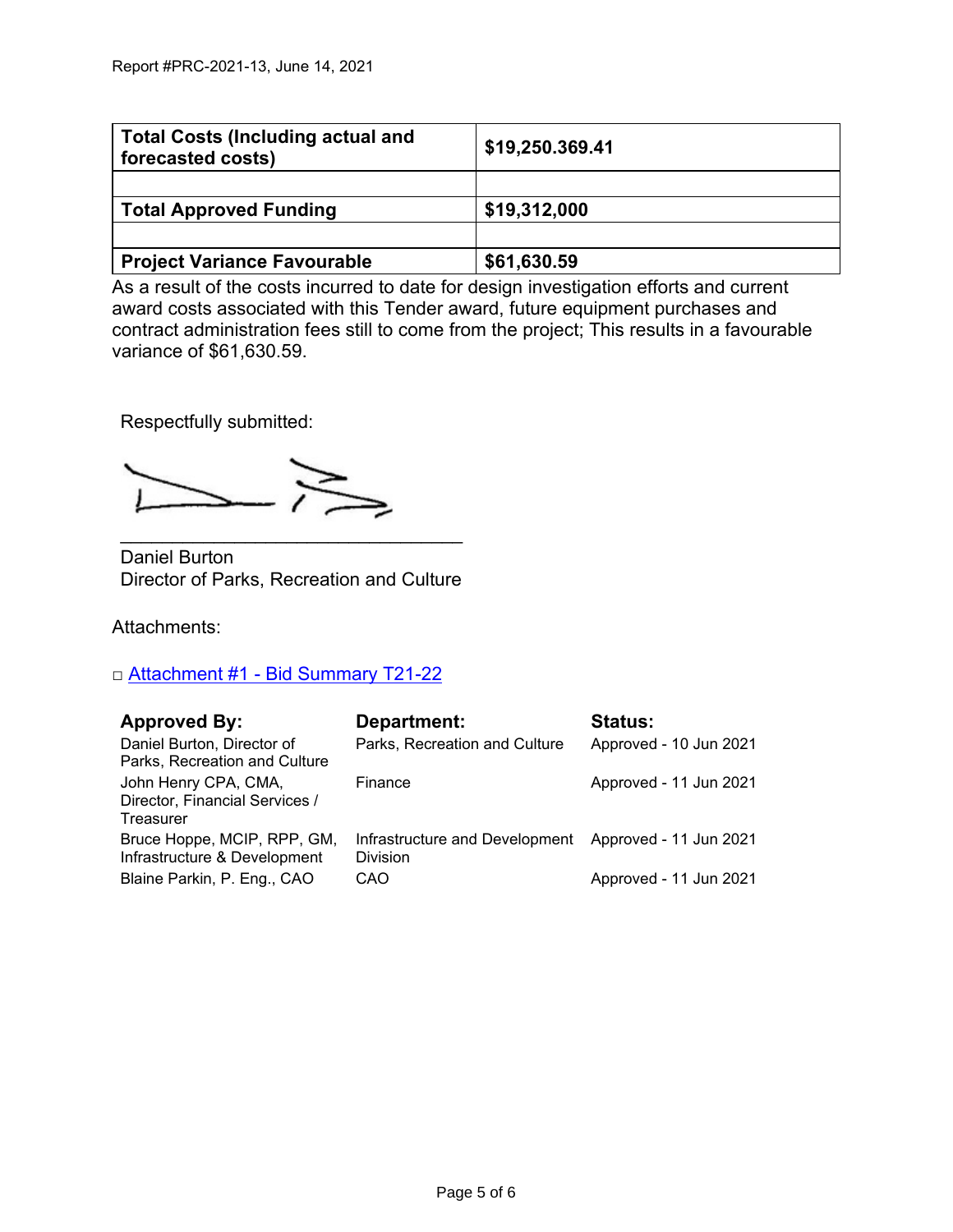| | |
|---|---|
| **Total Costs (Including actual and forecasted costs)** | **$19,250.369.41** |
| | |
| **Total Approved Funding** | **$19,312,000** |
| | |
| **Project Variance Favourable** | **$61,630.59** |

As a result of the costs incurred to date for design investigation efforts and current award costs associated with this Tender award, future equipment purchases and contract administration fees still to come from the project; This results in a favourable variance of $61,630.59.

Respectfully submitted:

Daniel Burton
Director of Parks, Recreation and Culture

Attachments:

□ Attachment #1 - Bid Summary T21-22

| **Approved By:** | **Department:** | **Status:** |
|---|---|---|
| Daniel Burton, Director of Parks, Recreation and Culture | Parks, Recreation and Culture | Approved - 10 Jun 2021 |
| John Henry CPA, CMA, Director, Financial Services / Treasurer | Finance | Approved - 11 Jun 2021 |
| Bruce Hoppe, MCIP, RPP, GM, Infrastructure & Development | Infrastructure and Development Division | Approved - 11 Jun 2021 |
| Blaine Parkin, P. Eng., CAO | CAO | Approved - 11 Jun 2021 |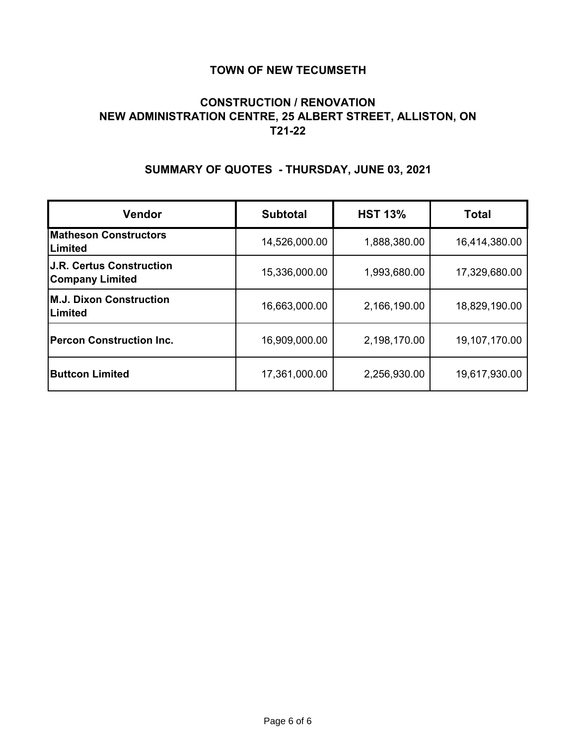# TOWN OF NEW TECUMSETH

## CONSTRUCTION / RENOVATION
## NEW ADMINISTRATION CENTRE, 25 ALBERT STREET, ALLISTON, ON
## T21-22

### SUMMARY OF QUOTES - THURSDAY, JUNE 03, 2021

| Vendor | Subtotal | HST 13% | Total |
|---|---|---|---|
| **Matheson Constructors Limited** | 14,526,000.00 | 1,888,380.00 | 16,414,380.00 |
| **J.R. Certus Construction Company Limited** | 15,336,000.00 | 1,993,680.00 | 17,329,680.00 |
| **M.J. Dixon Construction Limited** | 16,663,000.00 | 2,166,190.00 | 18,829,190.00 |
| **Percon Construction Inc.** | 16,909,000.00 | 2,198,170.00 | 19,107,170.00 |
| **Buttcon Limited** | 17,361,000.00 | 2,256,930.00 | 19,617,930.00 |